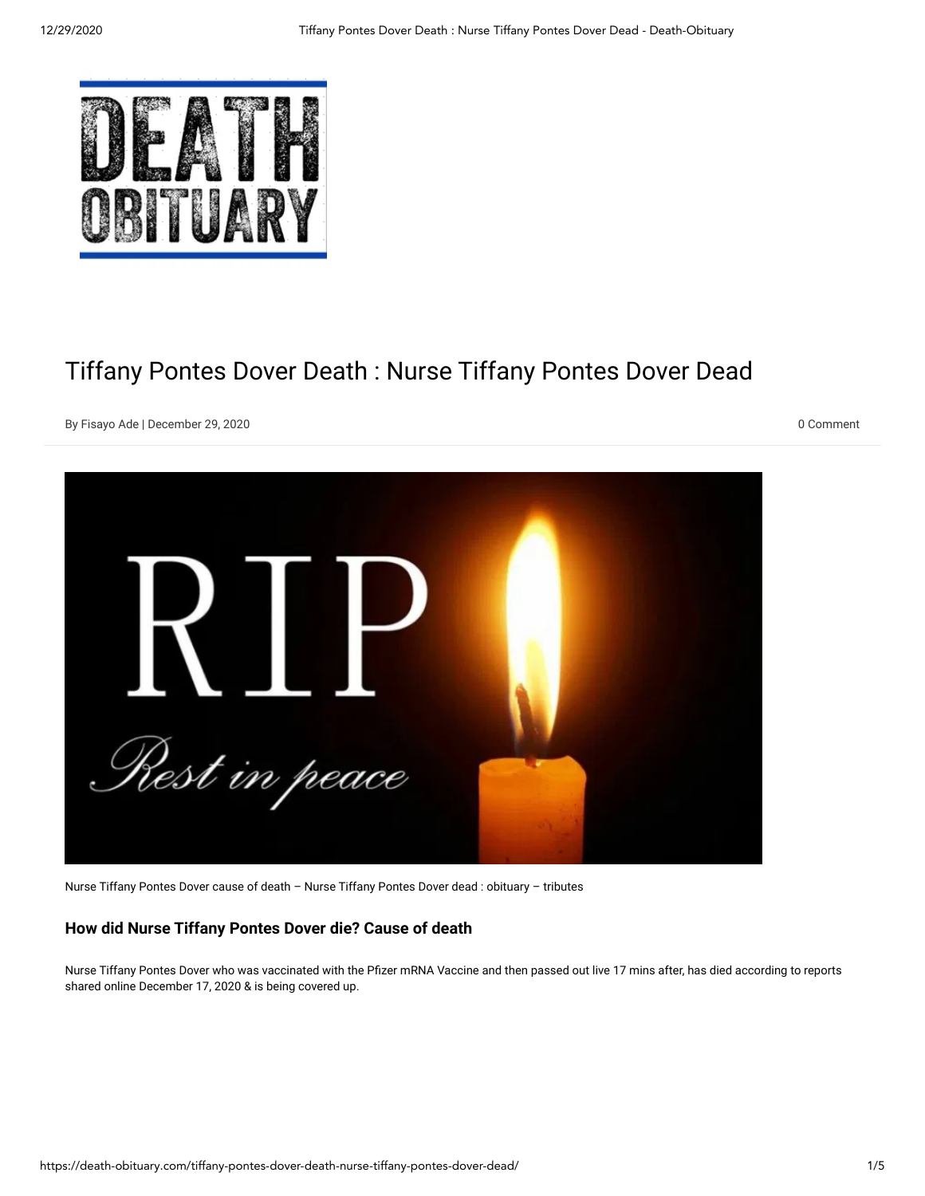# Tiffany Pontes Dover Death : Nurse Tiffany Pontes Dover Dead

By Fisayo Ade | December 29, 2020

0 Comment

Nurse Tiffany Pontes Dover cause of death – Nurse Tiffany Pontes Dover dead : obituary – tributes

### How did Nurse Tiffany Pontes Dover die? Cause of death

Nurse Tiffany Pontes Dover who was vaccinated with the Pfizer mRNA Vaccine and then passed out live 17 mins after, has died according to reports shared online December 17, 2020 & is being covered up.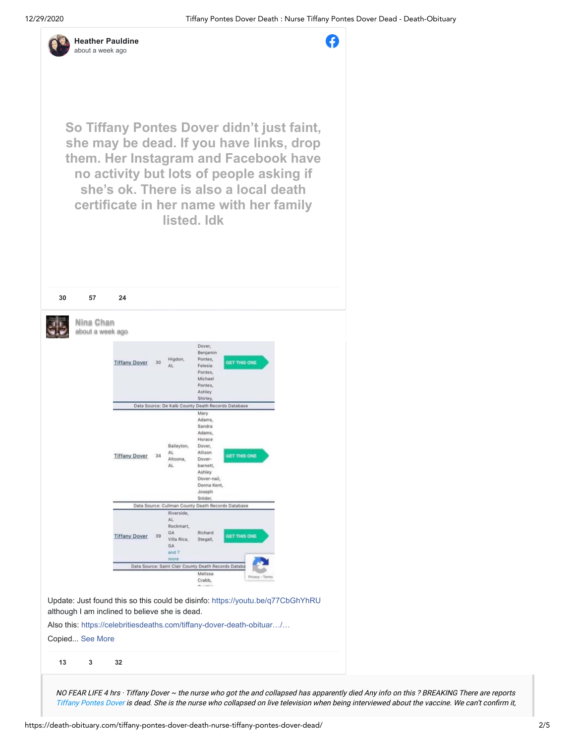**Heather Pauldine**
about a week ago

So Tiffany Pontes Dover didn't just faint, she may be dead. If you have links, drop them. Her Instagram and Facebook have no activity but lots of people asking if she's ok. There is also a local death certificate in her name with her family listed. Idk

30 57 24

**Nina Chan**
about a week ago

| | | | | |
|---|---|---|---|---|
| Tiffany Dover | 30 | Higdon, AL | Dover, Benjamin Pontes, Felesia Pontes, Michael Pontes, Ashley Shirley, | GET THIS ONE |
| Data Source: De Kalb County Death Records Database | | | | |
| Tiffany Dover | 34 | Baileyton, AL Altoona, AL | Mary Adams, Sandra Adams, Horace Dover, Allison Dover-barnett, Ashley Dover-nail, Donna Kent, Joseph Snider, | GET THIS ONE |
| Data Source: Cullman County Death Records Database | | | | |
| Tiffany Dover | 39 | Riverside, AL Rockmart, GA Villa Rica, GA and 7 more | Richard Stegall, | GET THIS ONE |
| Data Source: Saint Clair County Death Records Databa | | | | |
| | | | Melissa Crabb, | |

Update: Just found this so this could be disinfo: https://youtu.be/q77CbGhYhRU although I am inclined to believe she is dead.

Also this: https://celebritiesdeaths.com/tiffany-dover-death-obituar…/…

Copied... See More

13 3 32

*NO FEAR LIFE 4 hrs · Tiffany Dover ~ the nurse who got the and collapsed has apparently died Any info on this ? BREAKING There are reports Tiffany Pontes Dover is dead. She is the nurse who collapsed on live television when being interviewed about the vaccine. We can't confirm it,*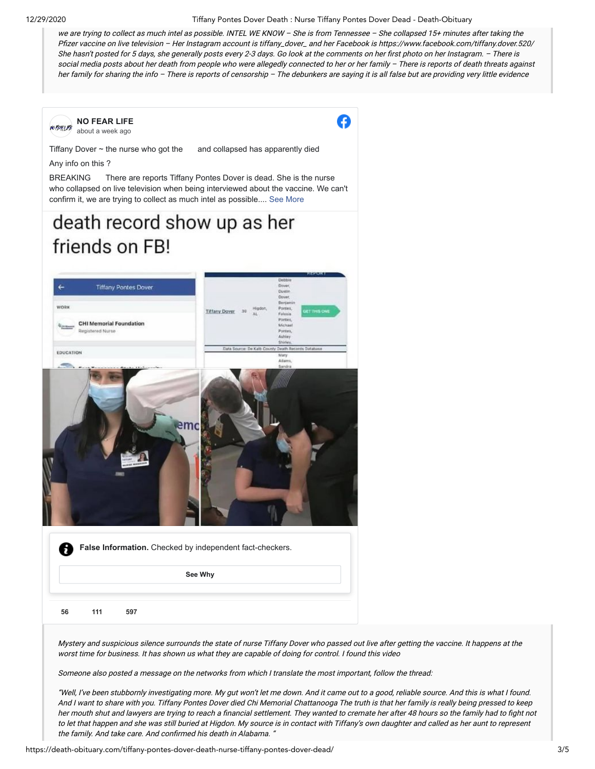*we are trying to collect as much intel as possible. INTEL WE KNOW – She is from Tennessee – She collapsed 15+ minutes after taking the Pfizer vaccine on live television – Her Instagram account is tiffany_dover_ and her Facebook is https://www.facebook.com/tiffany.dover.520/ She hasn't posted for 5 days, she generally posts every 2-3 days. Go look at the comments on her first photo on her Instagram. – There is social media posts about her death from people who were allegedly connected to her or her family – There is reports of death threats against her family for sharing the info – There is reports of censorship – The debunkers are saying it is all false but are providing very little evidence*

**NO FEAR LIFE**
about a week ago

Tiffany Dover ~ the nurse who got the and collapsed has apparently died

Any info on this ?

BREAKING There are reports Tiffany Pontes Dover is dead. She is the nurse who collapsed on live television when being interviewed about the vaccine. We can't confirm it, we are trying to collect as much intel as possible.... See More

death record show up as her friends on FB!

Tiffany Pontes Dover

WORK

CHI Memorial Foundation
Registered Nurse

EDUCATION

REPORT

Tiffany Dover 30 Higdon, AL Debbie Dover, Dustin Dover, Benjamin Pontes, Felesia Pontes, Michael Pontes, Ashley Shirley, GET THIS ONE

Data Source: De Kalb County Death Records Database

Mary Adams, Sandra

**False Information.** Checked by independent fact-checkers.

See Why

56 111 597

*Mystery and suspicious silence surrounds the state of nurse Tiffany Dover who passed out live after getting the vaccine. It happens at the worst time for business. It has shown us what they are capable of doing for control. I found this video*

*Someone also posted a message on the networks from which I translate the most important, follow the thread:*

*"Well, I've been stubbornly investigating more. My gut won't let me down. And it came out to a good, reliable source. And this is what I found. And I want to share with you. Tiffany Pontes Dover died Chi Memorial Chattanooga The truth is that her family is really being pressed to keep her mouth shut and lawyers are trying to reach a financial settlement. They wanted to cremate her after 48 hours so the family had to fight not to let that happen and she was still buried at Higdon. My source is in contact with Tiffany's own daughter and called as her aunt to represent the family. And take care. And confirmed his death in Alabama. "*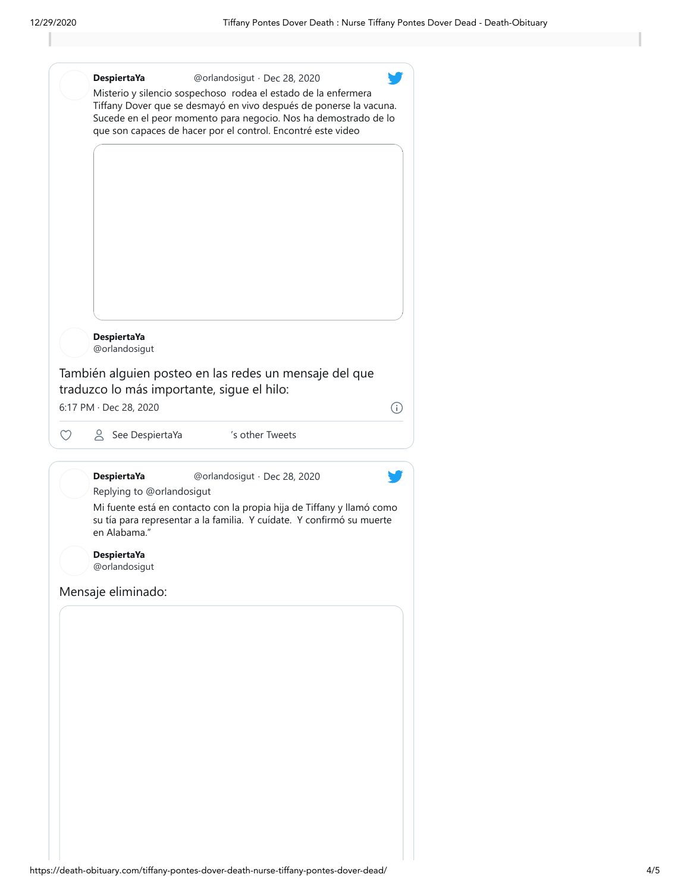**DespiertaYa** @orlandosigut · Dec 28, 2020

Misterio y silencio sospechoso rodea el estado de la enfermera Tiffany Dover que se desmayó en vivo después de ponerse la vacuna. Sucede en el peor momento para negocio. Nos ha demostrado de lo que son capaces de hacer por el control. Encontré este video

**DespiertaYa**
@orlandosigut

También alguien posteo en las redes un mensaje del que traduzco lo más importante, sigue el hilo:

6:17 PM · Dec 28, 2020

See DespiertaYa 's other Tweets

**DespiertaYa** @orlandosigut · Dec 28, 2020

Replying to @orlandosigut

Mi fuente está en contacto con la propia hija de Tiffany y llamó como su tía para representar a la familia. Y cuídate. Y confirmó su muerte en Alabama."

**DespiertaYa**
@orlandosigut

Mensaje eliminado: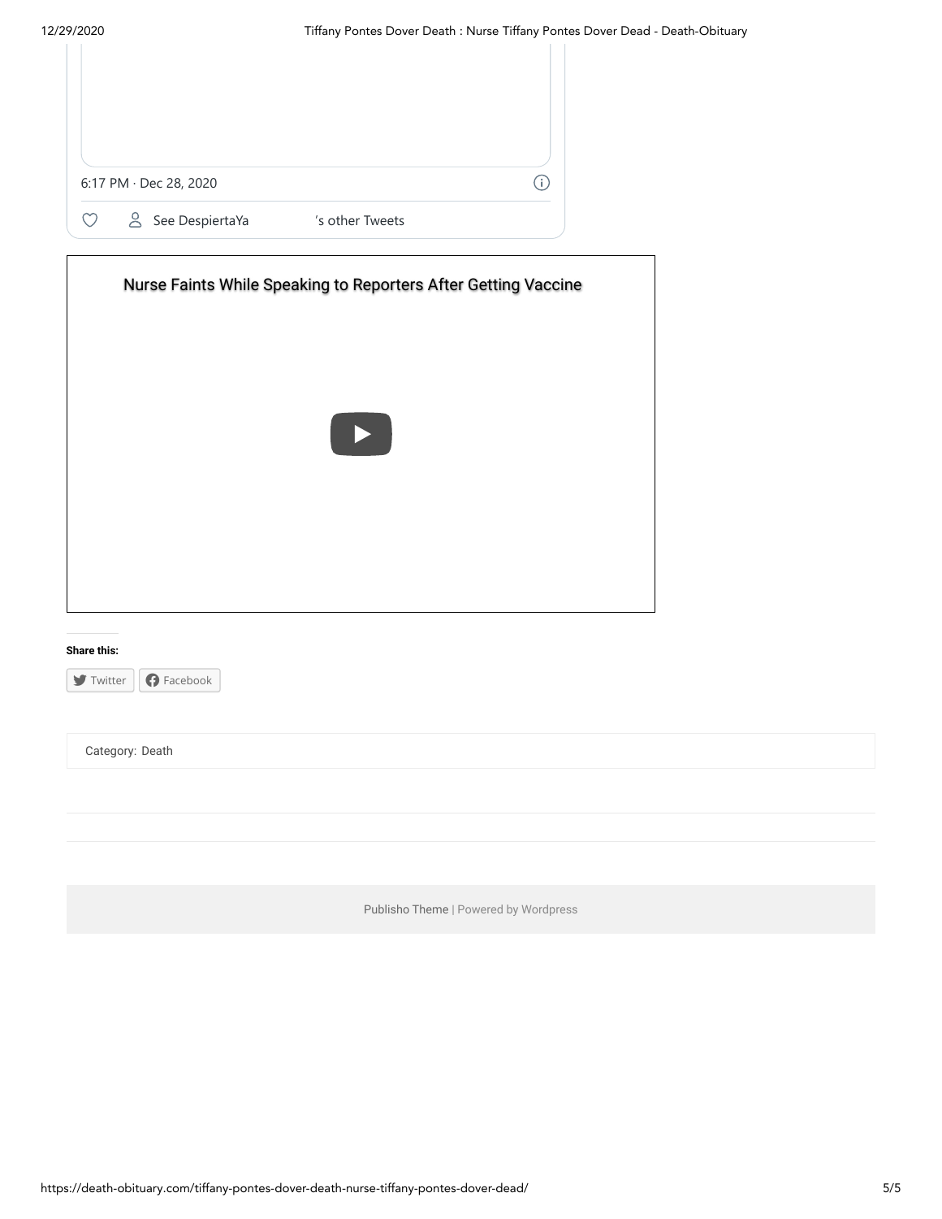6:17 PM · Dec 28, 2020

See DespiertaYa 's other Tweets

Nurse Faints While Speaking to Reporters After Getting Vaccine

**Share this:**

Twitter Facebook

Category: Death

Publisho Theme | Powered by Wordpress